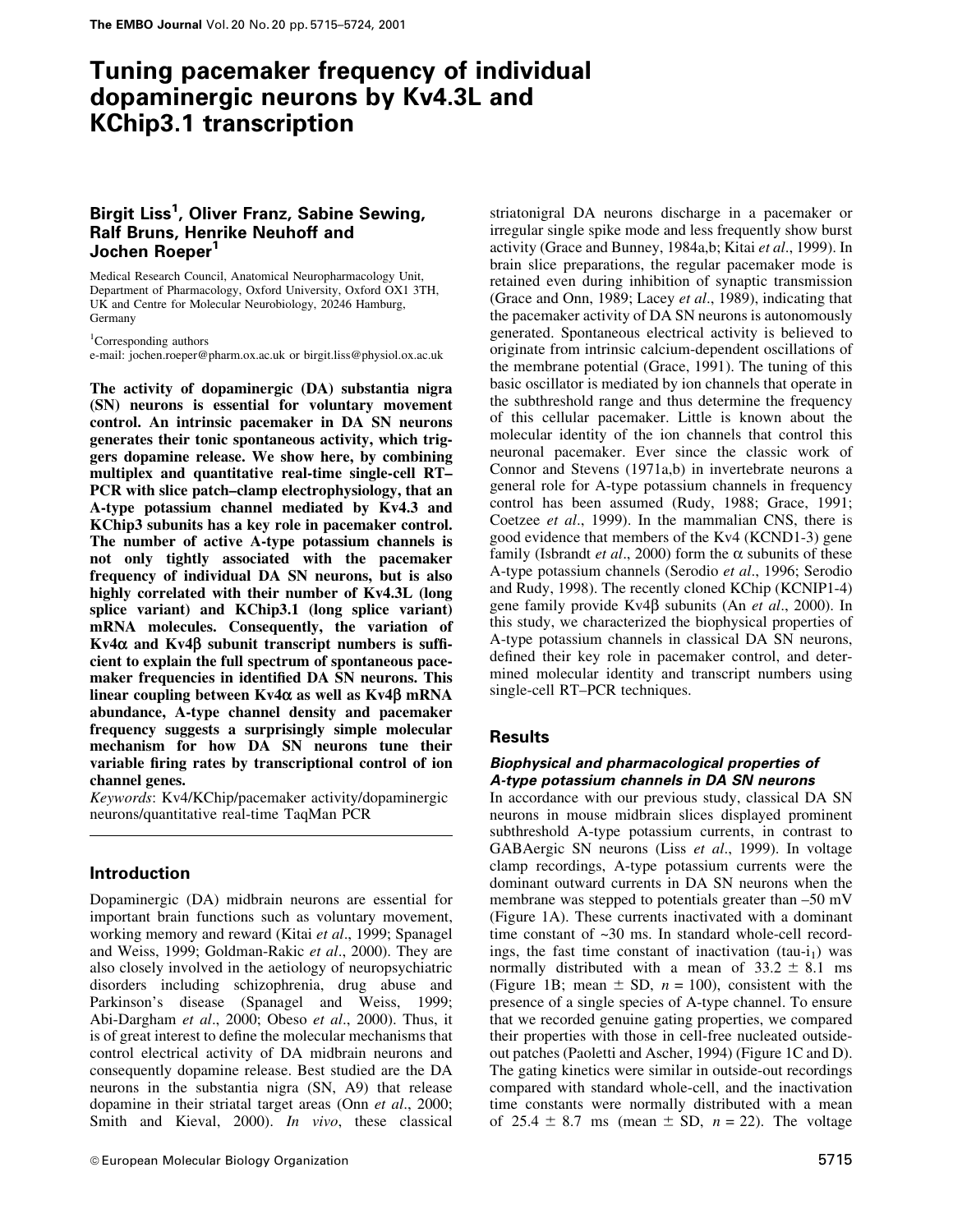# Tuning pacemaker frequency of individual dopaminergic neurons by Kv4.3L and KChip3.1 transcription

**Birgit Liss[1], Oliver Franz, Sabine Sewing, Ralf Bruns, Henrike Neuhoff and Jochen Roeper[1]**

Medical Research Council, Anatomical Neuropharmacology Unit, Department of Pharmacology, Oxford University, Oxford OX1 3TH, UK and Centre for Molecular Neurobiology, 20246 Hamburg, Germany

[1]Corresponding authors
e-mail: jochen.roeper@pharm.ox.ac.uk or birgit.liss@physiol.ox.ac.uk

**The activity of dopaminergic (DA) substantia nigra (SN) neurons is essential for voluntary movement control. An intrinsic pacemaker in DA SN neurons generates their tonic spontaneous activity, which triggers dopamine release. We show here, by combining multiplex and quantitative real-time single-cell RT–PCR with slice patch–clamp electrophysiology, that an A-type potassium channel mediated by Kv4.3 and KChip3 subunits has a key role in pacemaker control. The number of active A-type potassium channels is not only tightly associated with the pacemaker frequency of individual DA SN neurons, but is also highly correlated with their number of Kv4.3L (long splice variant) and KChip3.1 (long splice variant) mRNA molecules. Consequently, the variation of Kv4α and Kv4β subunit transcript numbers is sufficient to explain the full spectrum of spontaneous pacemaker frequencies in identified DA SN neurons. This linear coupling between Kv4α as well as Kv4β mRNA abundance, A-type channel density and pacemaker frequency suggests a surprisingly simple molecular mechanism for how DA SN neurons tune their variable firing rates by transcriptional control of ion channel genes.**

*Keywords*: Kv4/KChip/pacemaker activity/dopaminergic neurons/quantitative real-time TaqMan PCR

## Introduction

Dopaminergic (DA) midbrain neurons are essential for important brain functions such as voluntary movement, working memory and reward (Kitai *et al*., 1999; Spanagel and Weiss, 1999; Goldman-Rakic *et al*., 2000). They are also closely involved in the aetiology of neuropsychiatric disorders including schizophrenia, drug abuse and Parkinson's disease (Spanagel and Weiss, 1999; Abi-Dargham *et al*., 2000; Obeso *et al*., 2000). Thus, it is of great interest to define the molecular mechanisms that control electrical activity of DA midbrain neurons and consequently dopamine release. Best studied are the DA neurons in the substantia nigra (SN, A9) that release dopamine in their striatal target areas (Onn *et al*., 2000; Smith and Kieval, 2000). *In vivo*, these classical striatonigral DA neurons discharge in a pacemaker or irregular single spike mode and less frequently show burst activity (Grace and Bunney, 1984a,b; Kitai *et al*., 1999). In brain slice preparations, the regular pacemaker mode is retained even during inhibition of synaptic transmission (Grace and Onn, 1989; Lacey *et al*., 1989), indicating that the pacemaker activity of DA SN neurons is autonomously generated. Spontaneous electrical activity is believed to originate from intrinsic calcium-dependent oscillations of the membrane potential (Grace, 1991). The tuning of this basic oscillator is mediated by ion channels that operate in the subthreshold range and thus determine the frequency of this cellular pacemaker. Little is known about the molecular identity of the ion channels that control this neuronal pacemaker. Ever since the classic work of Connor and Stevens (1971a,b) in invertebrate neurons a general role for A-type potassium channels in frequency control has been assumed (Rudy, 1988; Grace, 1991; Coetzee *et al*., 1999). In the mammalian CNS, there is good evidence that members of the Kv4 (KCND1-3) gene family (Isbrandt *et al*., 2000) form the α subunits of these A-type potassium channels (Serodio *et al*., 1996; Serodio and Rudy, 1998). The recently cloned KChip (KCNIP1-4) gene family provide Kv4β subunits (An *et al*., 2000). In this study, we characterized the biophysical properties of A-type potassium channels in classical DA SN neurons, defined their key role in pacemaker control, and determined molecular identity and transcript numbers using single-cell RT–PCR techniques.

## Results

### *Biophysical and pharmacological properties of A-type potassium channels in DA SN neurons*

In accordance with our previous study, classical DA SN neurons in mouse midbrain slices displayed prominent subthreshold A-type potassium currents, in contrast to GABAergic SN neurons (Liss *et al*., 1999). In voltage clamp recordings, A-type potassium currents were the dominant outward currents in DA SN neurons when the membrane was stepped to potentials greater than –50 mV (Figure 1A). These currents inactivated with a dominant time constant of ~30 ms. In standard whole-cell recordings, the fast time constant of inactivation ($tau\text{-}i_1$) was normally distributed with a mean of 33.2 ± 8.1 ms (Figure 1B; mean ± SD, $n = 100$), consistent with the presence of a single species of A-type channel. To ensure that we recorded genuine gating properties, we compared their properties with those in cell-free nucleated outside-out patches (Paoletti and Ascher, 1994) (Figure 1C and D). The gating kinetics were similar in outside-out recordings compared with standard whole-cell, and the inactivation time constants were normally distributed with a mean of 25.4 ± 8.7 ms (mean ± SD, $n = 22$). The voltage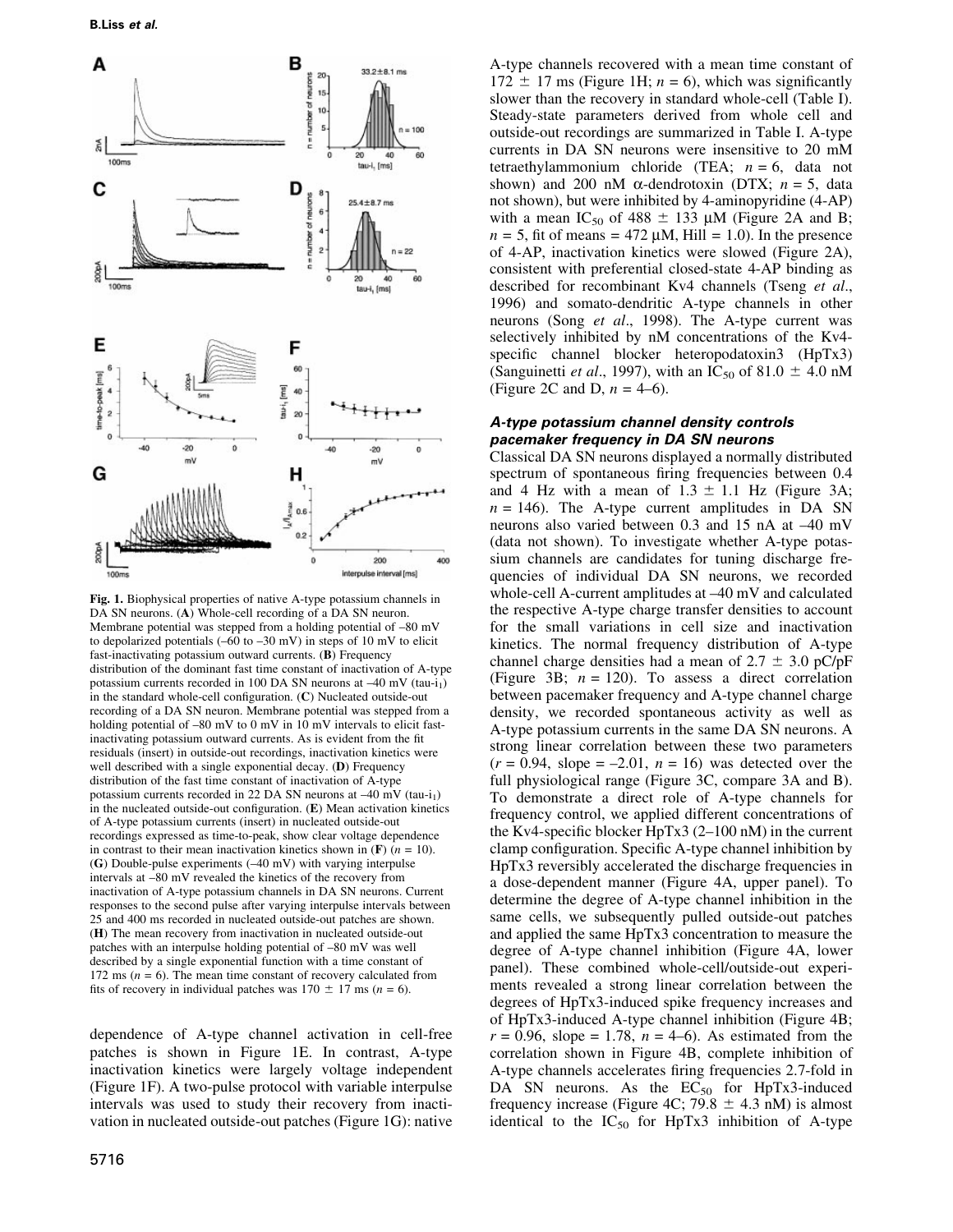**Fig. 1.** Biophysical properties of native A-type potassium channels in DA SN neurons. (**A**) Whole-cell recording of a DA SN neuron. Membrane potential was stepped from a holding potential of –80 mV to depolarized potentials (–60 to –30 mV) in steps of 10 mV to elicit fast-inactivating potassium outward currents. (**B**) Frequency distribution of the dominant fast time constant of inactivation of A-type potassium currents recorded in 100 DA SN neurons at –40 mV (tau-$i_1$) in the standard whole-cell configuration. (**C**) Nucleated outside-out recording of a DA SN neuron. Membrane potential was stepped from a holding potential of –80 mV to 0 mV in 10 mV intervals to elicit fast-inactivating potassium outward currents. As is evident from the fit residuals (insert) in outside-out recordings, inactivation kinetics were well described with a single exponential decay. (**D**) Frequency distribution of the fast time constant of inactivation of A-type potassium currents recorded in 22 DA SN neurons at –40 mV (tau-$i_1$) in the nucleated outside-out configuration. (**E**) Mean activation kinetics of A-type potassium currents (insert) in nucleated outside-out recordings expressed as time-to-peak, show clear voltage dependence in contrast to their mean inactivation kinetics shown in (**F**) ($n = 10$). (**G**) Double-pulse experiments (–40 mV) with varying interpulse intervals at –80 mV revealed the kinetics of the recovery from inactivation of A-type potassium channels in DA SN neurons. Current responses to the second pulse after varying interpulse intervals between 25 and 400 ms recorded in nucleated outside-out patches are shown. (**H**) The mean recovery from inactivation in nucleated outside-out patches with an interpulse holding potential of –80 mV was well described by a single exponential function with a time constant of 172 ms ($n = 6$). The mean time constant of recovery calculated from fits of recovery in individual patches was 170 ± 17 ms ($n = 6$).

dependence of A-type channel activation in cell-free patches is shown in Figure 1E. In contrast, A-type inactivation kinetics were largely voltage independent (Figure 1F). A two-pulse protocol with variable interpulse intervals was used to study their recovery from inactivation in nucleated outside-out patches (Figure 1G): native A-type channels recovered with a mean time constant of 172 ± 17 ms (Figure 1H; $n = 6$), which was significantly slower than the recovery in standard whole-cell (Table I). Steady-state parameters derived from whole cell and outside-out recordings are summarized in Table I. A-type currents in DA SN neurons were insensitive to 20 mM tetraethylammonium chloride (TEA; $n = 6$, data not shown) and 200 nM α-dendrotoxin (DTX; $n = 5$, data not shown), but were inhibited by 4-aminopyridine (4-AP) with a mean $IC_{50}$ of 488 ± 133 μM (Figure 2A and B; $n = 5$, fit of means = 472 μM, Hill = 1.0). In the presence of 4-AP, inactivation kinetics were slowed (Figure 2A), consistent with preferential closed-state 4-AP binding as described for recombinant Kv4 channels (Tseng *et al*., 1996) and somato-dendritic A-type channels in other neurons (Song *et al*., 1998). The A-type current was selectively inhibited by nM concentrations of the Kv4-specific channel blocker heteropodatoxin3 (HpTx3) (Sanguinetti *et al*., 1997), with an $IC_{50}$ of 81.0 ± 4.0 nM (Figure 2C and D, $n = 4$–6).

### *A-type potassium channel density controls pacemaker frequency in DA SN neurons*

Classical DA SN neurons displayed a normally distributed spectrum of spontaneous firing frequencies between 0.4 and 4 Hz with a mean of 1.3 ± 1.1 Hz (Figure 3A; $n = 146$). The A-type current amplitudes in DA SN neurons also varied between 0.3 and 15 nA at –40 mV (data not shown). To investigate whether A-type potassium channels are candidates for tuning discharge frequencies of individual DA SN neurons, we recorded whole-cell A-current amplitudes at –40 mV and calculated the respective A-type charge transfer densities to account for the small variations in cell size and inactivation kinetics. The normal frequency distribution of A-type channel charge densities had a mean of 2.7 ± 3.0 pC/pF (Figure 3B; $n = 120$). To assess a direct correlation between pacemaker frequency and A-type channel charge density, we recorded spontaneous activity as well as A-type potassium currents in the same DA SN neurons. A strong linear correlation between these two parameters ($r = 0.94$, slope = –2.01, $n = 16$) was detected over the full physiological range (Figure 3C, compare 3A and B). To demonstrate a direct role of A-type channels for frequency control, we applied different concentrations of the Kv4-specific blocker HpTx3 (2–100 nM) in the current clamp configuration. Specific A-type channel inhibition by HpTx3 reversibly accelerated the discharge frequencies in a dose-dependent manner (Figure 4A, upper panel). To determine the degree of A-type channel inhibition in the same cells, we subsequently pulled outside-out patches and applied the same HpTx3 concentration to measure the degree of A-type channel inhibition (Figure 4A, lower panel). These combined whole-cell/outside-out experiments revealed a strong linear correlation between the degrees of HpTx3-induced spike frequency increases and of HpTx3-induced A-type channel inhibition (Figure 4B; $r = 0.96$, slope = 1.78, $n = 4$–6). As estimated from the correlation shown in Figure 4B, complete inhibition of A-type channels accelerates firing frequencies 2.7-fold in DA SN neurons. As the $EC_{50}$ for HpTx3-induced frequency increase (Figure 4C; 79.8 ± 4.3 nM) is almost identical to the $IC_{50}$ for HpTx3 inhibition of A-type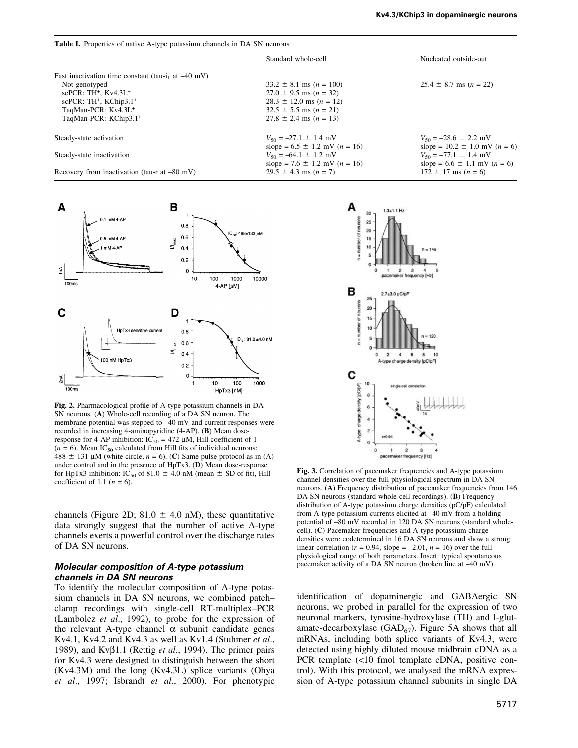**Table I.** Properties of native A-type potassium channels in DA SN neurons

| | Standard whole-cell | Nucleated outside-out |
|---|---|---|
| Fast inactivation time constant (tau-$i_1$ at –40 mV) | | |
| Not genotyped | 33.2 ± 8.1 ms ($n$ = 100) | 25.4 ± 8.7 ms ($n$ = 22) |
| scPCR: $TH^+$, $Kv4.3L^+$ | 27.0 ± 9.5 ms ($n$ = 32) | |
| scPCR: $TH^+$, $KChip3.1^+$ | 28.3 ± 12.0 ms ($n$ = 12) | |
| TaqMan-PCR: $Kv4.3L^+$ | 32.5 ± 5.5 ms ($n$ = 21) | |
| TaqMan-PCR: $KChip3.1^+$ | 27.8 ± 2.4 ms ($n$ = 13) | |
| Steady-state activation | $V_{50}$ = –27.1 ± 1.4 mV<br>slope = 6.5 ± 1.2 mV ($n$ = 16) | $V_{50}$ = –28.6 ± 2.2 mV<br>slope = 10.2 ± 1.0 mV ($n$ = 6) |
| Steady-state inactivation | $V_{50}$ = –64.1 ± 1.2 mV<br>slope = 7.6 ± 1.2 mV ($n$ = 16) | $V_{50}$ = –77.1 ± 1.4 mV<br>slope = 6.6 ± 1.1 mV ($n$ = 6) |
| Recovery from inactivation (tau-r at –80 mV) | 29.5 ± 4.3 ms ($n$ = 7) | 172 ± 17 ms ($n$ = 6) |

**Fig. 2.** Pharmacological profile of A-type potassium channels in DA SN neurons. (**A**) Whole-cell recording of a DA SN neuron. The membrane potential was stepped to –40 mV and current responses were recorded in increasing 4-aminopyridine (4-AP). (**B**) Mean dose-response for 4-AP inhibition: $IC_{50}$ = 472 µM, Hill coefficient of 1 ($n$ = 6). Mean $IC_{50}$ calculated from Hill fits of individual neurons: 488 ± 131 µM (white circle, $n$ = 6). (**C**) Same pulse protocol as in (A) under control and in the presence of HpTx3. (**D**) Mean dose-response for HpTx3 inhibition: $IC_{50}$ of 81.0 ± 4.0 nM (mean ± SD of fit), Hill coefficient of 1.1 ($n$ = 6).

channels (Figure 2D; 81.0 ± 4.0 nM), these quantitative data strongly suggest that the number of active A-type channels exerts a powerful control over the discharge rates of DA SN neurons.

### *Molecular composition of A-type potassium channels in DA SN neurons*

To identify the molecular composition of A-type potassium channels in DA SN neurons, we combined patch–clamp recordings with single-cell RT-multiplex–PCR (Lambolez *et al*., 1992), to probe for the expression of the relevant A-type channel α subunit candidate genes Kv4.1, Kv4.2 and Kv4.3 as well as Kv1.4 (Stuhmer *et al*., 1989), and Kvβ1.1 (Rettig *et al*., 1994). The primer pairs for Kv4.3 were designed to distinguish between the short (Kv4.3M) and the long (Kv4.3L) splice variants (Ohya *et al*., 1997; Isbrandt *et al*., 2000). For phenotypic identification of dopaminergic and GABAergic SN neurons, we probed in parallel for the expression of two neuronal markers, tyrosine-hydroxylase (TH) and l-glutamate-decarboxylase ($GAD_{67}$). Figure 5A shows that all mRNAs, including both splice variants of Kv4.3, were detected using highly diluted mouse midbrain cDNA as a PCR template (<10 fmol template cDNA, positive control). With this protocol, we analysed the mRNA expression of A-type potassium channel subunits in single DA

**Fig. 3.** Correlation of pacemaker frequencies and A-type potassium channel densities over the full physiological spectrum in DA SN neurons. (**A**) Frequency distribution of pacemaker frequencies from 146 DA SN neurons (standard whole-cell recordings). (**B**) Frequency distribution of A-type potassium channel charge densities (pC/pF) calculated from A-type potassium currents elicited at –40 mV from a holding potential of –80 mV recorded in 120 DA SN neurons (standard whole-cell). (**C**) Pacemaker frequencies and A-type potassium charge densities were codetermined in 16 DA SN neurons and show a strong linear correlation ($r$ = 0.94, slope = –2.01, $n$ = 16) over the full physiological range of both parameters. Insert: typical spontaneous pacemaker activity of a DA SN neuron (broken line at –40 mV).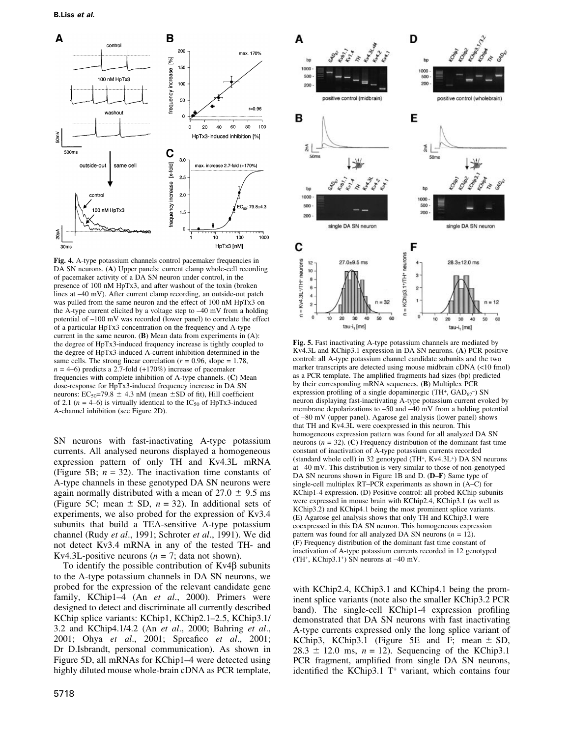**Fig. 4.** A-type potassium channels control pacemaker frequencies in DA SN neurons. (**A**) Upper panels: current clamp whole-cell recording of pacemaker activity of a DA SN neuron under control, in the presence of 100 nM HpTx3, and after washout of the toxin (broken lines at –40 mV). After current clamp recording, an outside-out patch was pulled from the same neuron and the effect of 100 nM HpTx3 on the A-type current elicited by a voltage step to –40 mV from a holding potential of –100 mV was recorded (lower panel) to correlate the effect of a particular HpTx3 concentration on the frequency and A-type current in the same neuron. (**B**) Mean data from experiments in (A): the degree of HpTx3-induced frequency increase is tightly coupled to the degree of HpTx3-induced A-current inhibition determined in the same cells. The strong linear correlation ($r = 0.96$, slope = 1.78, $n = 4$–6) predicts a 2.7-fold (+170%) increase of pacemaker frequencies with complete inhibition of A-type channels. (**C**) Mean dose-response for HpTx3-induced frequency increase in DA SN neurons: $EC_{50}$=79.8 ± 4.3 nM (mean ±SD of fit), Hill coefficient of 2.1 ($n = 4$–6) is virtually identical to the $IC_{50}$ of HpTx3-induced A-channel inhibition (see Figure 2D).

**Fig. 5.** Fast inactivating A-type potassium channels are mediated by Kv4.3L and KChip3.1 expression in DA SN neurons. (**A**) PCR positive control: all A-type potassium channel candidate subunits and the two marker transcripts are detected using mouse midbrain cDNA (<10 fmol) as a PCR template. The amplified fragments had sizes (bp) predicted by their corresponding mRNA sequences. (**B**) Multiplex PCR expression profiling of a single dopaminergic (TH$^+$, $GAD_{67}^-$) SN neuron displaying fast-inactivating A-type potassium current evoked by membrane depolarizations to –50 and –40 mV from a holding potential of –80 mV (upper panel). Agarose gel analysis (lower panel) shows that TH and Kv4.3L were coexpressed in this neuron. This homogeneous expression pattern was found for all analyzed DA SN neurons ($n = 32$). (**C**) Frequency distribution of the dominant fast time constant of inactivation of A-type potassium currents recorded (standard whole cell) in 32 genotyped (TH$^+$, Kv4.3L$^+$) DA SN neurons at –40 mV. This distribution is very similar to those of non-genotyped DA SN neurons shown in Figure 1B and D. (**D–F**) Same type of single-cell multiplex RT–PCR experiments as shown in (A–C) for KChip1-4 expression. (D) Positive control: all probed KChip subunits were expressed in mouse brain with KChip2.4, KChip3.1 (as well as KChip3.2) and KChip4.1 being the most prominent splice variants. (E) Agarose gel analysis shows that only TH and KChip3.1 were coexpressed in this DA SN neuron. This homogeneous expression pattern was found for all analyzed DA SN neurons ($n = 12$). (F) Frequency distribution of the dominant fast time constant of inactivation of A-type potassium currents recorded in 12 genotyped (TH$^+$, KChip3.1$^+$) SN neurons at –40 mV.

SN neurons with fast-inactivating A-type potassium currents. All analysed neurons displayed a homogeneous expression pattern of only TH and Kv4.3L mRNA (Figure 5B; $n = 32$). The inactivation time constants of A-type channels in these genotyped DA SN neurons were again normally distributed with a mean of 27.0 ± 9.5 ms (Figure 5C; mean ± SD, $n = 32$). In additional sets of experiments, we also probed for the expression of Kv3.4 subunits that build a TEA-sensitive A-type potassium channel (Rudy *et al*., 1991; Schroter *et al*., 1991). We did not detect Kv3.4 mRNA in any of the tested TH- and Kv4.3L-positive neurons ($n = 7$; data not shown).

To identify the possible contribution of Kv4β subunits to the A-type potassium channels in DA SN neurons, we probed for the expression of the relevant candidate gene family, KChip1–4 (An *et al*., 2000). Primers were designed to detect and discriminate all currently described KChip splice variants: KChip1, KChip2.1–2.5, KChip3.1/3.2 and KChip4.1/4.2 (An *et al*., 2000; Bahring *et al*., 2001; Ohya *et al*., 2001; Spreafico *et al*., 2001; Dr D.Isbrandt, personal communication). As shown in Figure 5D, all mRNAs for KChip1–4 were detected using highly diluted mouse whole-brain cDNA as PCR template, with KChip2.4, KChip3.1 and KChip4.1 being the prominent splice variants (note also the smaller KChip3.2 PCR band). The single-cell KChip1-4 expression profiling demonstrated that DA SN neurons with fast inactivating A-type currents expressed only the long splice variant of KChip3, KChip3.1 (Figure 5E and F; mean ± SD, 28.3 ± 12.0 ms, $n = 12$). Sequencing of the KChip3.1 PCR fragment, amplified from single DA SN neurons, identified the KChip3.1 T$^+$ variant, which contains four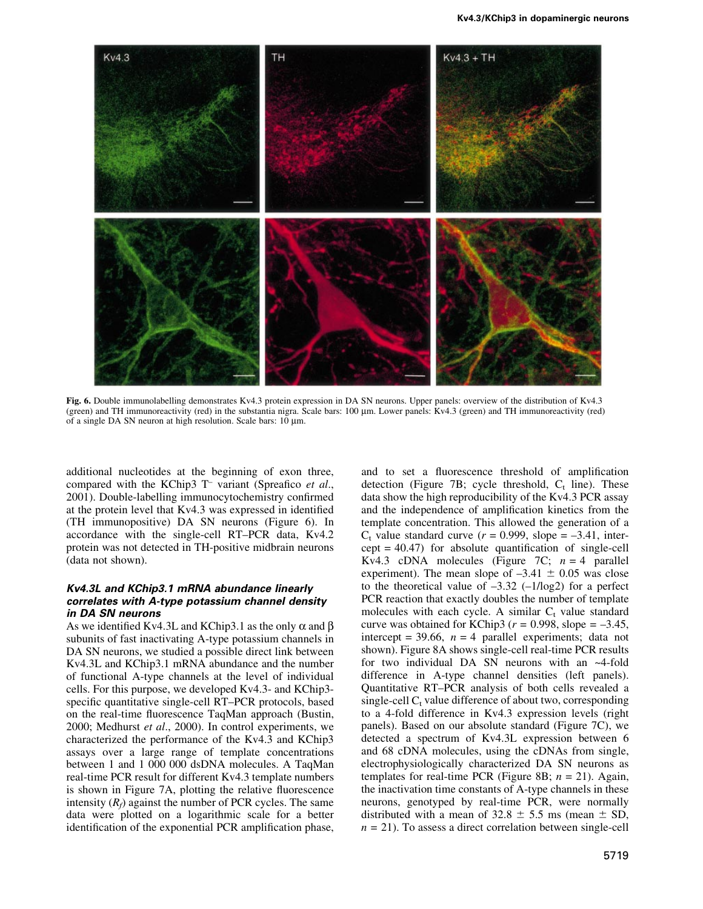Fig. 6. Double immunolabelling demonstrates Kv4.3 protein expression in DA SN neurons. Upper panels: overview of the distribution of Kv4.3 (green) and TH immunoreactivity (red) in the substantia nigra. Scale bars: 100 μm. Lower panels: Kv4.3 (green) and TH immunoreactivity (red) of a single DA SN neuron at high resolution. Scale bars: 10 μm.

additional nucleotides at the beginning of exon three, compared with the KChip3 T$^{-}$ variant (Spreafico *et al*., 2001). Double-labelling immunocytochemistry confirmed at the protein level that Kv4.3 was expressed in identified (TH immunopositive) DA SN neurons (Figure 6). In accordance with the single-cell RT–PCR data, Kv4.2 protein was not detected in TH-positive midbrain neurons (data not shown).

### Kv4.3L and KChip3.1 mRNA abundance linearly correlates with A-type potassium channel density in DA SN neurons

As we identified Kv4.3L and KChip3.1 as the only α and β subunits of fast inactivating A-type potassium channels in DA SN neurons, we studied a possible direct link between Kv4.3L and KChip3.1 mRNA abundance and the number of functional A-type channels at the level of individual cells. For this purpose, we developed Kv4.3- and KChip3-specific quantitative single-cell RT–PCR protocols, based on the real-time fluorescence TaqMan approach (Bustin, 2000; Medhurst *et al*., 2000). In control experiments, we characterized the performance of the Kv4.3 and KChip3 assays over a large range of template concentrations between 1 and 1 000 000 dsDNA molecules. A TaqMan real-time PCR result for different Kv4.3 template numbers is shown in Figure 7A, plotting the relative fluorescence intensity ($R_f$) against the number of PCR cycles. The same data were plotted on a logarithmic scale for a better identification of the exponential PCR amplification phase, and to set a fluorescence threshold of amplification detection (Figure 7B; cycle threshold, $C_t$ line). These data show the high reproducibility of the Kv4.3 PCR assay and the independence of amplification kinetics from the template concentration. This allowed the generation of a $C_t$ value standard curve ($r = 0.999$, slope = –3.41, intercept = 40.47) for absolute quantification of single-cell Kv4.3 cDNA molecules (Figure 7C; $n = 4$ parallel experiment). The mean slope of –3.41 ± 0.05 was close to the theoretical value of –3.32 (–1/log2) for a perfect PCR reaction that exactly doubles the number of template molecules with each cycle. A similar $C_t$ value standard curve was obtained for KChip3 ($r = 0.998$, slope = –3.45, intercept = 39.66, $n = 4$ parallel experiments; data not shown). Figure 8A shows single-cell real-time PCR results for two individual DA SN neurons with an ~4-fold difference in A-type channel densities (left panels). Quantitative RT–PCR analysis of both cells revealed a single-cell $C_t$ value difference of about two, corresponding to a 4-fold difference in Kv4.3 expression levels (right panels). Based on our absolute standard (Figure 7C), we detected a spectrum of Kv4.3L expression between 6 and 68 cDNA molecules, using the cDNAs from single, electrophysiologically characterized DA SN neurons as templates for real-time PCR (Figure 8B; $n = 21$). Again, the inactivation time constants of A-type channels in these neurons, genotyped by real-time PCR, were normally distributed with a mean of 32.8 ± 5.5 ms (mean ± SD, $n = 21$). To assess a direct correlation between single-cell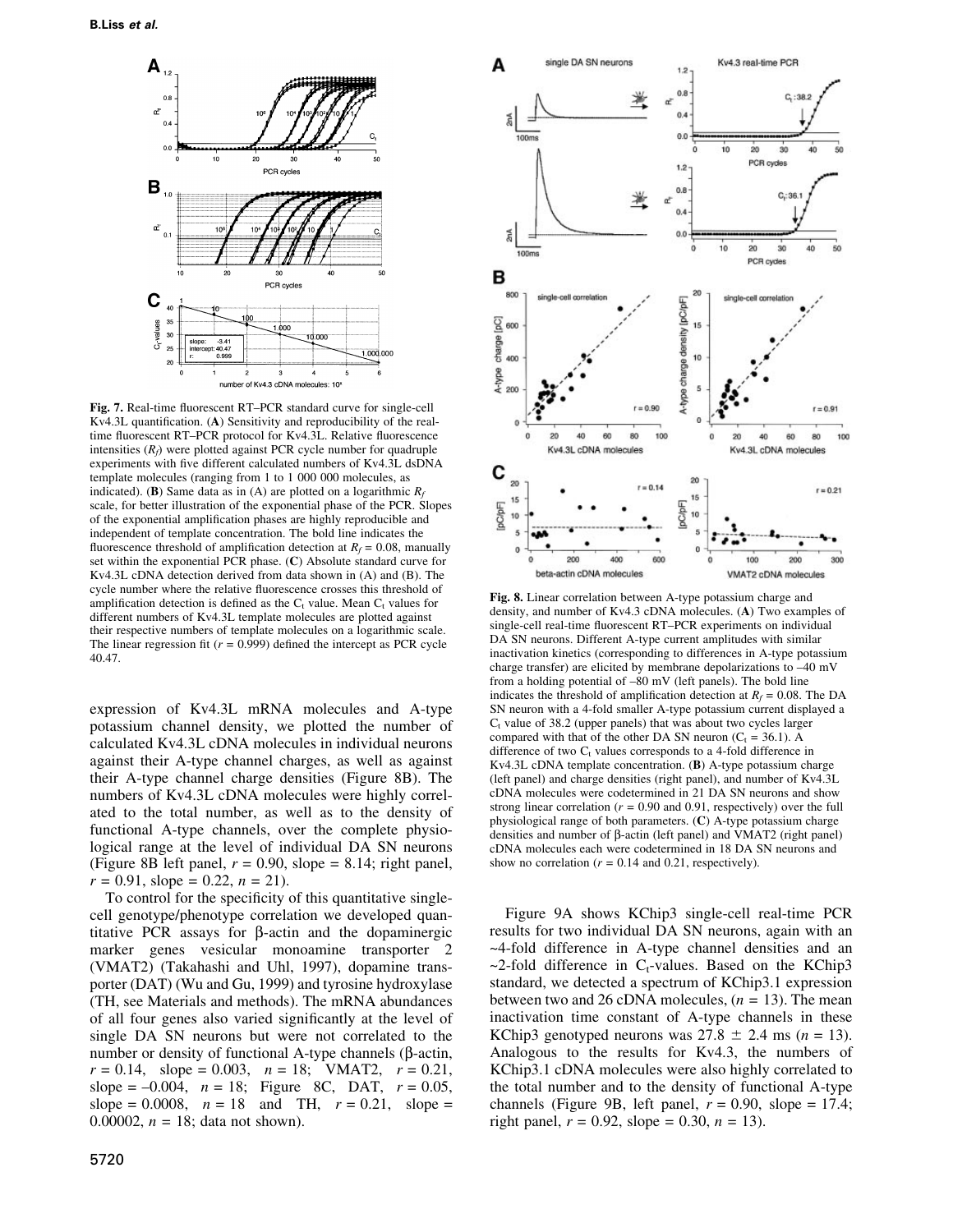**Fig. 7.** Real-time fluorescent RT–PCR standard curve for single-cell Kv4.3L quantification. (**A**) Sensitivity and reproducibility of the real-time fluorescent RT–PCR protocol for Kv4.3L. Relative fluorescence intensities ($R_f$) were plotted against PCR cycle number for quadruple experiments with five different calculated numbers of Kv4.3L dsDNA template molecules (ranging from 1 to 1 000 000 molecules, as indicated). (**B**) Same data as in (A) are plotted on a logarithmic $R_f$ scale, for better illustration of the exponential phase of the PCR. Slopes of the exponential amplification phases are highly reproducible and independent of template concentration. The bold line indicates the fluorescence threshold of amplification detection at $R_f = 0.08$, manually set within the exponential PCR phase. (**C**) Absolute standard curve for Kv4.3L cDNA detection derived from data shown in (A) and (B). The cycle number where the relative fluorescence crosses this threshold of amplification detection is defined as the $C_t$ value. Mean $C_t$ values for different numbers of Kv4.3L template molecules are plotted against their respective numbers of template molecules on a logarithmic scale. The linear regression fit ($r = 0.999$) defined the intercept as PCR cycle 40.47.

expression of Kv4.3L mRNA molecules and A-type potassium channel density, we plotted the number of calculated Kv4.3L cDNA molecules in individual neurons against their A-type channel charges, as well as against their A-type channel charge densities (Figure 8B). The numbers of Kv4.3L cDNA molecules were highly correlated to the total number, as well as to the density of functional A-type channels, over the complete physiological range at the level of individual DA SN neurons (Figure 8B left panel, $r = 0.90$, slope = 8.14; right panel, $r = 0.91$, slope = 0.22, $n = 21$).

To control for the specificity of this quantitative single-cell genotype/phenotype correlation we developed quantitative PCR assays for β-actin and the dopaminergic marker genes vesicular monoamine transporter 2 (VMAT2) (Takahashi and Uhl, 1997), dopamine transporter (DAT) (Wu and Gu, 1999) and tyrosine hydroxylase (TH, see Materials and methods). The mRNA abundances of all four genes also varied significantly at the level of single DA SN neurons but were not correlated to the number or density of functional A-type channels (β-actin, $r = 0.14$, slope = 0.003, $n = 18$; VMAT2, $r = 0.21$, slope = –0.004, $n = 18$; Figure 8C, DAT, $r = 0.05$, slope = 0.0008, $n = 18$ and TH, $r = 0.21$, slope = 0.00002, $n = 18$; data not shown).

**Fig. 8.** Linear correlation between A-type potassium charge and density, and number of Kv4.3 cDNA molecules. (**A**) Two examples of single-cell real-time fluorescent RT–PCR experiments on individual DA SN neurons. Different A-type current amplitudes with similar inactivation kinetics (corresponding to differences in A-type potassium charge transfer) are elicited by membrane depolarizations to –40 mV from a holding potential of –80 mV (left panels). The bold line indicates the threshold of amplification detection at $R_f = 0.08$. The DA SN neuron with a 4-fold smaller A-type potassium current displayed a $C_t$ value of 38.2 (upper panels) that was about two cycles larger compared with that of the other DA SN neuron ($C_t = 36.1$). A difference of two $C_t$ values corresponds to a 4-fold difference in Kv4.3L cDNA template concentration. (**B**) A-type potassium charge (left panel) and charge densities (right panel), and number of Kv4.3L cDNA molecules were codetermined in 21 DA SN neurons and show strong linear correlation ($r = 0.90$ and 0.91, respectively) over the full physiological range of both parameters. (**C**) A-type potassium charge densities and number of β-actin (left panel) and VMAT2 (right panel) cDNA molecules each were codetermined in 18 DA SN neurons and show no correlation ($r = 0.14$ and 0.21, respectively).

Figure 9A shows KChip3 single-cell real-time PCR results for two individual DA SN neurons, again with an ~4-fold difference in A-type channel densities and an ~2-fold difference in $C_t$-values. Based on the KChip3 standard, we detected a spectrum of KChip3.1 expression between two and 26 cDNA molecules, ($n = 13$). The mean inactivation time constant of A-type channels in these KChip3 genotyped neurons was 27.8 ± 2.4 ms ($n = 13$). Analogous to the results for Kv4.3, the numbers of KChip3.1 cDNA molecules were also highly correlated to the total number and to the density of functional A-type channels (Figure 9B, left panel, $r = 0.90$, slope = 17.4; right panel, $r = 0.92$, slope = 0.30, $n = 13$).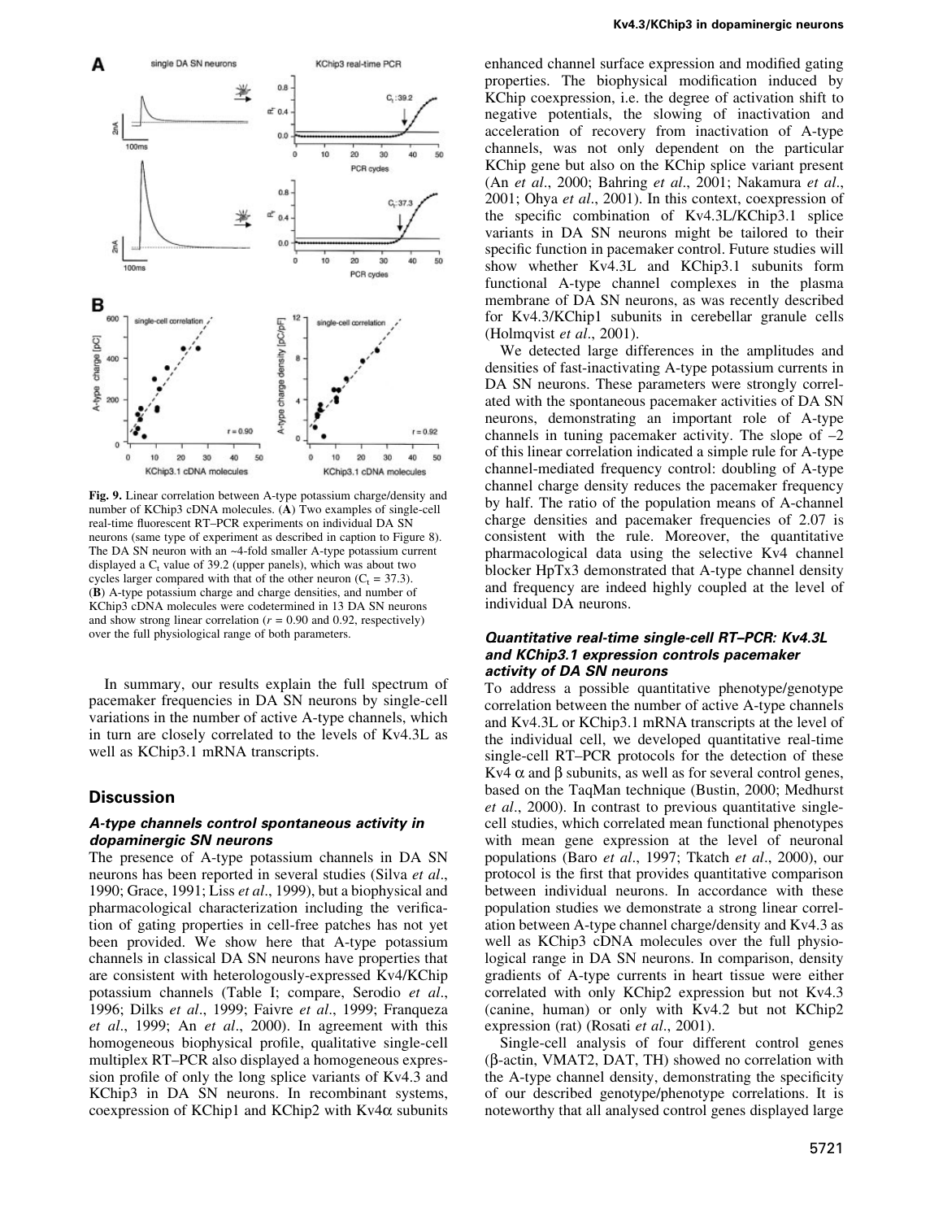**Fig. 9.** Linear correlation between A-type potassium charge/density and number of KChip3 cDNA molecules. (**A**) Two examples of single-cell real-time fluorescent RT–PCR experiments on individual DA SN neurons (same type of experiment as described in caption to Figure 8). The DA SN neuron with an ~4-fold smaller A-type potassium current displayed a $C_t$ value of 39.2 (upper panels), which was about two cycles larger compared with that of the other neuron ($C_t$ = 37.3). (**B**) A-type potassium charge and charge densities, and number of KChip3 cDNA molecules were codetermined in 13 DA SN neurons and show strong linear correlation ($r$ = 0.90 and 0.92, respectively) over the full physiological range of both parameters.

In summary, our results explain the full spectrum of pacemaker frequencies in DA SN neurons by single-cell variations in the number of active A-type channels, which in turn are closely correlated to the levels of Kv4.3L as well as KChip3.1 mRNA transcripts.

## Discussion

### *A-type channels control spontaneous activity in dopaminergic SN neurons*

The presence of A-type potassium channels in DA SN neurons has been reported in several studies (Silva *et al*., 1990; Grace, 1991; Liss *et al*., 1999), but a biophysical and pharmacological characterization including the verification of gating properties in cell-free patches has not yet been provided. We show here that A-type potassium channels in classical DA SN neurons have properties that are consistent with heterologously-expressed Kv4/KChip potassium channels (Table I; compare, Serodio *et al*., 1996; Dilks *et al*., 1999; Faivre *et al*., 1999; Franqueza *et al*., 1999; An *et al*., 2000). In agreement with this homogeneous biophysical profile, qualitative single-cell multiplex RT–PCR also displayed a homogeneous expression profile of only the long splice variants of Kv4.3 and KChip3 in DA SN neurons. In recombinant systems, coexpression of KChip1 and KChip2 with Kv4$\alpha$ subunits enhanced channel surface expression and modified gating properties. The biophysical modification induced by KChip coexpression, i.e. the degree of activation shift to negative potentials, the slowing of inactivation and acceleration of recovery from inactivation of A-type channels, was not only dependent on the particular KChip gene but also on the KChip splice variant present (An *et al*., 2000; Bahring *et al*., 2001; Nakamura *et al*., 2001; Ohya *et al*., 2001). In this context, coexpression of the specific combination of Kv4.3L/KChip3.1 splice variants in DA SN neurons might be tailored to their specific function in pacemaker control. Future studies will show whether Kv4.3L and KChip3.1 subunits form functional A-type channel complexes in the plasma membrane of DA SN neurons, as was recently described for Kv4.3/KChip1 subunits in cerebellar granule cells (Holmqvist *et al*., 2001).

We detected large differences in the amplitudes and densities of fast-inactivating A-type potassium currents in DA SN neurons. These parameters were strongly correlated with the spontaneous pacemaker activities of DA SN neurons, demonstrating an important role of A-type channels in tuning pacemaker activity. The slope of –2 of this linear correlation indicated a simple rule for A-type channel-mediated frequency control: doubling of A-type channel charge density reduces the pacemaker frequency by half. The ratio of the population means of A-channel charge densities and pacemaker frequencies of 2.07 is consistent with the rule. Moreover, the quantitative pharmacological data using the selective Kv4 channel blocker HpTx3 demonstrated that A-type channel density and frequency are indeed highly coupled at the level of individual DA neurons.

### *Quantitative real-time single-cell RT–PCR: Kv4.3L and KChip3.1 expression controls pacemaker activity of DA SN neurons*

To address a possible quantitative phenotype/genotype correlation between the number of active A-type channels and Kv4.3L or KChip3.1 mRNA transcripts at the level of the individual cell, we developed quantitative real-time single-cell RT–PCR protocols for the detection of these Kv4 $\alpha$ and $\beta$ subunits, as well as for several control genes, based on the TaqMan technique (Bustin, 2000; Medhurst *et al*., 2000). In contrast to previous quantitative single-cell studies, which correlated mean functional phenotypes with mean gene expression at the level of neuronal populations (Baro *et al*., 1997; Tkatch *et al*., 2000), our protocol is the first that provides quantitative comparison between individual neurons. In accordance with these population studies we demonstrate a strong linear correlation between A-type channel charge/density and Kv4.3 as well as KChip3 cDNA molecules over the full physiological range in DA SN neurons. In comparison, density gradients of A-type currents in heart tissue were either correlated with only KChip2 expression but not Kv4.3 (canine, human) or only with Kv4.2 but not KChip2 expression (rat) (Rosati *et al*., 2001).

Single-cell analysis of four different control genes ($\beta$-actin, VMAT2, DAT, TH) showed no correlation with the A-type channel density, demonstrating the specificity of our described genotype/phenotype correlations. It is noteworthy that all analysed control genes displayed large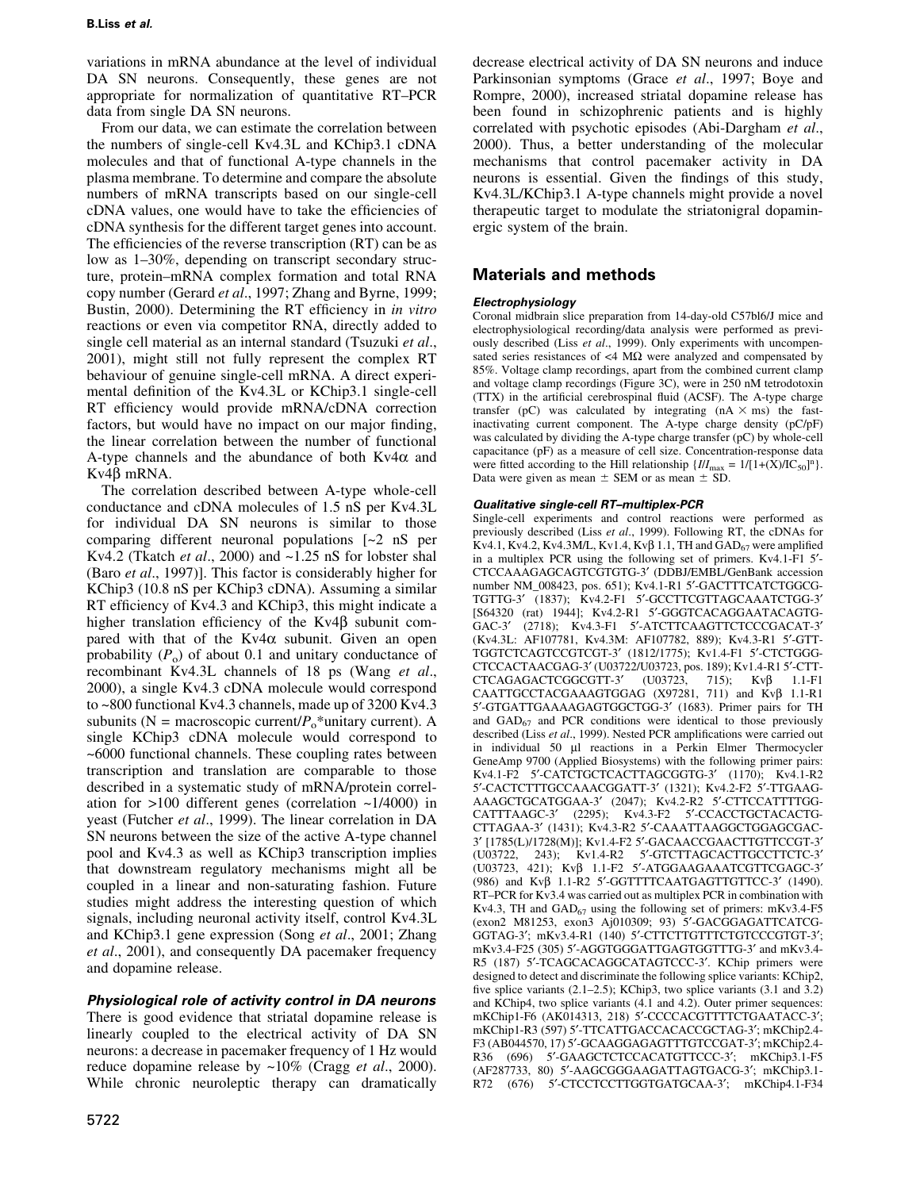variations in mRNA abundance at the level of individual DA SN neurons. Consequently, these genes are not appropriate for normalization of quantitative RT–PCR data from single DA SN neurons.

From our data, we can estimate the correlation between the numbers of single-cell Kv4.3L and KChip3.1 cDNA molecules and that of functional A-type channels in the plasma membrane. To determine and compare the absolute numbers of mRNA transcripts based on our single-cell cDNA values, one would have to take the efficiencies of cDNA synthesis for the different target genes into account. The efficiencies of the reverse transcription (RT) can be as low as 1–30%, depending on transcript secondary structure, protein–mRNA complex formation and total RNA copy number (Gerard *et al*., 1997; Zhang and Byrne, 1999; Bustin, 2000). Determining the RT efficiency in *in vitro* reactions or even via competitor RNA, directly added to single cell material as an internal standard (Tsuzuki *et al*., 2001), might still not fully represent the complex RT behaviour of genuine single-cell mRNA. A direct experimental definition of the Kv4.3L or KChip3.1 single-cell RT efficiency would provide mRNA/cDNA correction factors, but would have no impact on our major finding, the linear correlation between the number of functional A-type channels and the abundance of both Kv4α and Kv4β mRNA.

The correlation described between A-type whole-cell conductance and cDNA molecules of 1.5 nS per Kv4.3L for individual DA SN neurons is similar to those comparing different neuronal populations [~2 nS per Kv4.2 (Tkatch *et al*., 2000) and ~1.25 nS for lobster shal (Baro *et al*., 1997)]. This factor is considerably higher for KChip3 (10.8 nS per KChip3 cDNA). Assuming a similar RT efficiency of Kv4.3 and KChip3, this might indicate a higher translation efficiency of the Kv4β subunit compared with that of the Kv4α subunit. Given an open probability ($P_o$) of about 0.1 and unitary conductance of recombinant Kv4.3L channels of 18 ps (Wang *et al*., 2000), a single Kv4.3 cDNA molecule would correspond to ~800 functional Kv4.3 channels, made up of 3200 Kv4.3 subunits (N = macroscopic current/$P_o$*unitary current). A single KChip3 cDNA molecule would correspond to ~6000 functional channels. These coupling rates between transcription and translation are comparable to those described in a systematic study of mRNA/protein correlation for >100 different genes (correlation ~1/4000) in yeast (Futcher *et al*., 1999). The linear correlation in DA SN neurons between the size of the active A-type channel pool and Kv4.3 as well as KChip3 transcription implies that downstream regulatory mechanisms might all be coupled in a linear and non-saturating fashion. Future studies might address the interesting question of which signals, including neuronal activity itself, control Kv4.3L and KChip3.1 gene expression (Song *et al*., 2001; Zhang *et al*., 2001), and consequently DA pacemaker frequency and dopamine release.

### *Physiological role of activity control in DA neurons*

There is good evidence that striatal dopamine release is linearly coupled to the electrical activity of DA SN neurons: a decrease in pacemaker frequency of 1 Hz would reduce dopamine release by ~10% (Cragg *et al*., 2000). While chronic neuroleptic therapy can dramatically decrease electrical activity of DA SN neurons and induce Parkinsonian symptoms (Grace *et al*., 1997; Boye and Rompre, 2000), increased striatal dopamine release has been found in schizophrenic patients and is highly correlated with psychotic episodes (Abi-Dargham *et al*., 2000). Thus, a better understanding of the molecular mechanisms that control pacemaker activity in DA neurons is essential. Given the findings of this study, Kv4.3L/KChip3.1 A-type channels might provide a novel therapeutic target to modulate the striatonigral dopaminergic system of the brain.

## Materials and methods

### *Electrophysiology*

Coronal midbrain slice preparation from 14-day-old C57bl6/J mice and electrophysiological recording/data analysis were performed as previously described (Liss *et al*., 1999). Only experiments with uncompensated series resistances of <4 MΩ were analyzed and compensated by 85%. Voltage clamp recordings, apart from the combined current clamp and voltage clamp recordings (Figure 3C), were in 250 nM tetrodotoxin (TTX) in the artificial cerebrospinal fluid (ACSF). The A-type charge transfer (pC) was calculated by integrating (nA × ms) the fast-inactivating current component. The A-type charge density (pC/pF) was calculated by dividing the A-type charge transfer (pC) by whole-cell capacitance (pF) as a measure of cell size. Concentration-response data were fitted according to the Hill relationship $\{I/I_{max} = 1/[1+(X)/IC_{50}]^n\}$. Data were given as mean ± SEM or as mean ± SD.

### *Qualitative single-cell RT–multiplex-PCR*

Single-cell experiments and control reactions were performed as previously described (Liss *et al*., 1999). Following RT, the cDNAs for Kv4.1, Kv4.2, Kv4.3M/L, Kv1.4, Kvβ 1.1, TH and $GAD_{67}$ were amplified in a multiplex PCR using the following set of primers. Kv4.1-F1 5′-CTCCAAAGAGCAGTCGTGTG-3′ (DDBJ/EMBL/GenBank accession number NM_008423, pos. 651); Kv4.1-R1 5′-GACTTTCATCTGGCG-TGTTG-3′ (1837); Kv4.2-F1 5′-GCCTTCGTTAGCAAATCTGG-3′ [S64320 (rat) 1944]; Kv4.2-R1 5′-GGGTCACAGGAATACAGTG-GAC-3′ (2718); Kv4.3-F1 5′-ATCTTCAAGTTCTCCCGACAT-3′ (Kv4.3L: AF107781, Kv4.3M: AF107782, 889); Kv4.3-R1 5′-GTT-TGGTCTCAGTCCGTCGT-3′ (1812/1775); Kv1.4-F1 5′-CTCTGGG-CTCCACTAACGAG-3′ (U03722/U03723, pos. 189); Kv1.4-R1 5′-CTT-CTCAGAGACTCGGCGTT-3′ (U03723, 715); Kvβ 1.1-F1 CAATTGCCTACGAAAGTGGAG (X97281, 711) and Kvβ 1.1-R1 5′-GTGATTGAAAAGAGTGGCTGG-3′ (1683). Primer pairs for TH and $GAD_{67}$ and PCR conditions were identical to those previously described (Liss *et al*., 1999). Nested PCR amplifications were carried out in individual 50 µl reactions in a Perkin Elmer Thermocycler GeneAmp 9700 (Applied Biosystems) with the following primer pairs: Kv4.1-F2 5′-CATCTGCTCACTTAGCGGTG-3′ (1170); Kv4.1-R2 5′-CACTCTTTGCCAAACGGATT-3′ (1321); Kv4.2-F2 5′-TTGAAG-AAAGCTGCATGGAA-3′ (2047); Kv4.2-R2 5′-CTTCCATTTTGG-CATTTAAGC-3′ (2295); Kv4.3-F2 5′-CCACCTGCTACACTG-CTTAGAA-3′ (1431); Kv4.3-R2 5′-CAAATTAAGGCTGGAGCGAC-3′ [1785(L)/1728(M)]; Kv1.4-F2 5′-GACAACCGAACTTGTTCCGT-3′ (U03722, 243); Kv1.4-R2 5′-GTCTTAGCACTTGCCTTCTC-3′ (U03723, 421); Kvβ 1.1-F2 5′-ATGGAAGAAATCGTTCGAGC-3′ (986) and Kvβ 1.1-R2 5′-GGTTTTCAATGAGTTGTTCC-3′ (1490). RT–PCR for Kv3.4 was carried out as multiplex PCR in combination with Kv4.3, TH and $GAD_{67}$ using the following set of primers: mKv3.4-F5 (exon2 M81253, exon3 Aj010309; 93) 5′-GACGGAGATTCATCG-GGTAG-3′; mKv3.4-R1 (140) 5′-CTTCTTGTTTCTGTCCCGTGT-3′; mKv3.4-F25 (305) 5′-AGGTGGGATTGAGTGGTTTG-3′ and mKv3.4-R5 (187) 5′-TCAGCACAGGCATAGTCCC-3′. KChip primers were designed to detect and discriminate the following splice variants: KChip2, five splice variants (2.1–2.5); KChip3, two splice variants (3.1 and 3.2) and KChip4, two splice variants (4.1 and 4.2). Outer primer sequences: mKChip1-F6 (AK014313, 218) 5′-CCCCACGTTTTCTGAATACC-3′; mKChip1-R3 (597) 5′-TTCATTGACCACACCGCTAG-3′; mKChip2.4-F3 (AB044570, 17) 5′-GCAAGGAGAGTTTGTCCGAT-3′; mKChip2.4-R36 (696) 5′-GAAGCTCTCCACATGTTCCC-3′; mKChip3.1-F5 (AF287733, 80) 5′-AAGCGGGAAGATTAGTGACG-3′; mKChip3.1-R72 (676) 5′-CTCCTCCTTGGTGATGCAA-3′; mKChip4.1-F34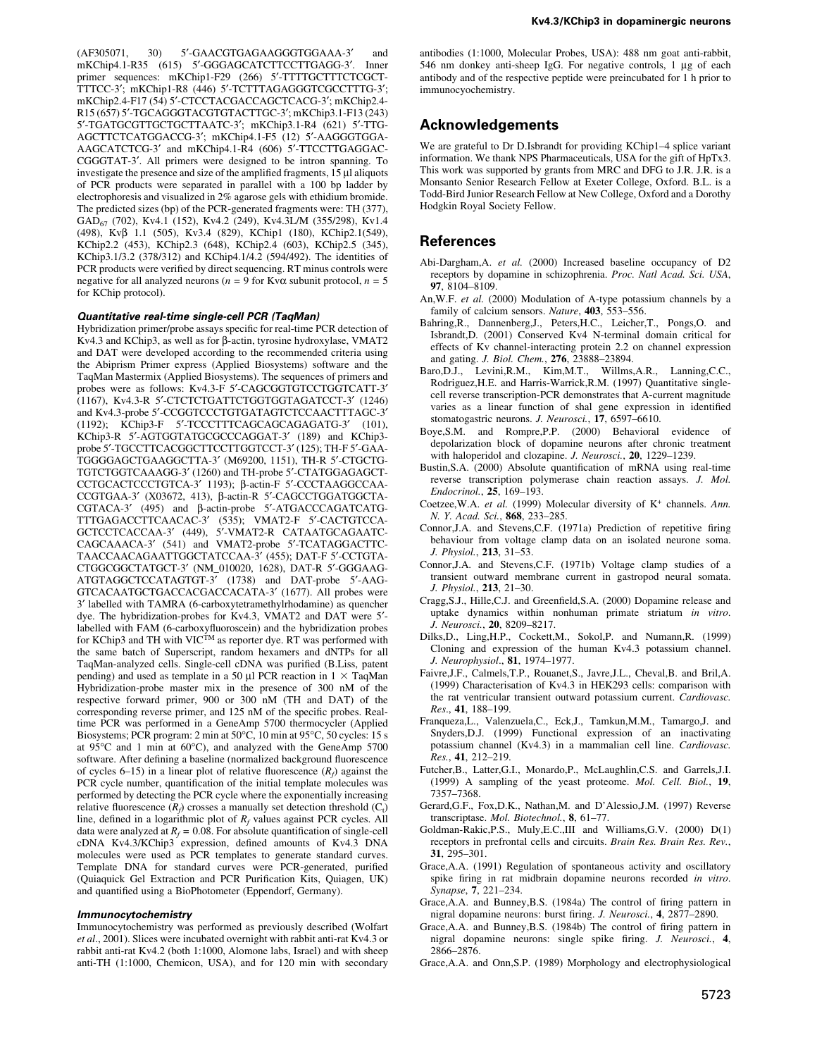(AF305071, 30) 5′-GAACGTGAGAAGGGTGGAAA-3′ and mKChip4.1-R35 (615) 5′-GGGAGCATCTTCCTTGAGG-3′. Inner primer sequences: mKChip1-F29 (266) 5′-TTTTGCTTTCTCGCTTTTCC-3′; mKChip1-R8 (446) 5′-TCTTTAGAGGGTCGCCTTTG-3′; mKChip2.4-F17 (54) 5′-CTCCTACGACCAGCTCACG-3′; mKChip2.4-R15 (657) 5′-TGCAGGGTACGTGTACTTGC-3′; mKChip3.1-F13 (243) 5′-TGATGCGTTGCTGCTTAATC-3′; mKChip3.1-R4 (621) 5′-TTGAGCTTCTCATGGACCG-3′; mKChip4.1-F5 (12) 5′-AAGGGTGGAAAGCATCTCG-3′ and mKChip4.1-R4 (606) 5′-TTCCTTGAGGACCGGGTAT-3′. All primers were designed to be intron spanning. To investigate the presence and size of the amplified fragments, 15 µl aliquots of PCR products were separated in parallel with a 100 bp ladder by electrophoresis and visualized in 2% agarose gels with ethidium bromide. The predicted sizes (bp) of the PCR-generated fragments were: TH (377), $GAD_{67}$ (702), Kv4.1 (152), Kv4.2 (249), Kv4.3L/M (355/298), Kv1.4 (498), Kvβ 1.1 (505), Kv3.4 (829), KChip1 (180), KChip2.1(549), KChip2.2 (453), KChip2.3 (648), KChip2.4 (603), KChip2.5 (345), KChip3.1/3.2 (378/312) and KChip4.1/4.2 (594/492). The identities of PCR products were verified by direct sequencing. RT minus controls were negative for all analyzed neurons ($n = 9$ for Kvα subunit protocol, $n = 5$ for KChip protocol).

#### *Quantitative real-time single-cell PCR (TaqMan)*

Hybridization primer/probe assays specific for real-time PCR detection of Kv4.3 and KChip3, as well as for β-actin, tyrosine hydroxylase, VMAT2 and DAT were developed according to the recommended criteria using the Abiprism Primer express (Applied Biosystems) software and the TaqMan Mastermix (Applied Biosystems). The sequences of primers and probes were as follows: Kv4.3-F 5′-CAGCGGTGTCCTGGTCATT-3′ (1167), Kv4.3-R 5′-CTCTCTGATTCTGGTGGTAGATCCT-3′ (1246) and Kv4.3-probe 5′-CCGGTCCCTGTGATAGTCTCCAACTTTAGC-3′ (1192); KChip3-F 5′-TCCCTTTCAGCAGCAGAGATG-3′ (101), KChip3-R 5′-AGTGGTATGCGCCCAGGAT-3′ (189) and KChip3-probe 5′-TGCCTTCACGGCTTCCTTGGTCCT-3′ (125); TH-F 5′-GAATGGGGAGCTGAAGGCTTA-3′ (M69200, 1151), TH-R 5′-CTGCTGTGTCTGGTCAAAGG-3′ (1260) and TH-probe 5′-CTATGGAGAGCTCCTGCACTCCCTGTCA-3′ 1193); β-actin-F 5′-CCCTAAGGCCAACCGTGAA-3′ (X03672, 413), β-actin-R 5′-CAGCCTGGATGGCTACGTACA-3′ (495) and β-actin-probe 5′-ATGACCCAGATCATGTTTGAGACCTTCAACAC-3′ (535); VMAT2-F 5′-CACTGTCCAGCTCCTCACCAA-3′ (449), 5′-VMAT2-R CATAATGCAGAATCCAGCAAACA-3′ (541) and VMAT2-probe 5′-TCATAGGACTTCTAACCAACAGAATTGGCTATCCAA-3′ (455); DAT-F 5′-CCTGTACTGGCGGCTATGCT-3′ (NM_010020, 1628), DAT-R 5′-GGGAAGATGTAGGCTCCATAGTGT-3′ (1738) and DAT-probe 5′-AAGGTCACAATGCTGACCACGACCACATA-3′ (1677). All probes were 3′ labelled with TAMRA (6-carboxytetramethylrhodamine) as quencher dye. The hybridization-probes for Kv4.3, VMAT2 and DAT were 5′-labelled with FAM (6-carboxyfluoroscein) and the hybridization probes for KChip3 and TH with VIC™ as reporter dye. RT was performed with the same batch of Superscript, random hexamers and dNTPs for all TaqMan-analyzed cells. Single-cell cDNA was purified (B.Liss, patent pending) and used as template in a 50 µl PCR reaction in 1 × TaqMan Hybridization-probe master mix in the presence of 300 nM of the respective forward primer, 900 or 300 nM (TH and DAT) of the corresponding reverse primer, and 125 nM of the specific probes. Real-time PCR was performed in a GeneAmp 5700 thermocycler (Applied Biosystems; PCR program: 2 min at 50°C, 10 min at 95°C, 50 cycles: 15 s at 95°C and 1 min at 60°C), and analyzed with the GeneAmp 5700 software. After defining a baseline (normalized background fluorescence of cycles 6–15) in a linear plot of relative fluorescence ($R_f$) against the PCR cycle number, quantification of the initial template molecules was performed by detecting the PCR cycle where the exponentially increasing relative fluorescence ($R_f$) crosses a manually set detection threshold ($C_t$) line, defined in a logarithmic plot of $R_f$ values against PCR cycles. All data were analyzed at $R_f = 0.08$. For absolute quantification of single-cell cDNA Kv4.3/KChip3 expression, defined amounts of Kv4.3 DNA molecules were used as PCR templates to generate standard curves. Template DNA for standard curves were PCR-generated, purified (Quiaquick Gel Extraction and PCR Purification Kits, Qiagen, UK) and quantified using a BioPhotometer (Eppendorf, Germany).

#### *Immunocytochemistry*

Immunocytochemistry was performed as previously described (Wolfart *et al*., 2001). Slices were incubated overnight with rabbit anti-rat Kv4.3 or rabbit anti-rat Kv4.2 (both 1:1000, Alomone labs, Israel) and with sheep anti-TH (1:1000, Chemicon, USA), and for 120 min with secondary antibodies (1:1000, Molecular Probes, USA): 488 nm goat anti-rabbit, 546 nm donkey anti-sheep IgG. For negative controls, 1 µg of each antibody and of the respective peptide were preincubated for 1 h prior to immunocytochemistry.

## Acknowledgements

We are grateful to Dr D.Isbrandt for providing KChip1–4 splice variant information. We thank NPS Pharmaceuticals, USA for the gift of HpTx3. This work was supported by grants from MRC and DFG to J.R. J.R. is a Monsanto Senior Research Fellow at Exeter College, Oxford. B.L. is a Todd-Bird Junior Research Fellow at New College, Oxford and a Dorothy Hodgkin Royal Society Fellow.

## References

Abi-Dargham,A. *et al.* (2000) Increased baseline occupancy of D2 receptors by dopamine in schizophrenia. *Proc. Natl Acad. Sci. USA*, **97**, 8104–8109.

An,W.F. *et al.* (2000) Modulation of A-type potassium channels by a family of calcium sensors. *Nature*, **403**, 553–556.

Bahring,R., Dannenberg,J., Peters,H.C., Leicher,T., Pongs,O. and Isbrandt,D. (2001) Conserved Kv4 N-terminal domain critical for effects of Kv channel-interacting protein 2.2 on channel expression and gating. *J. Biol. Chem.*, **276**, 23888–23894.

Baro,D.J., Levini,R.M., Kim,M.T., Willms,A.R., Lanning,C.C., Rodriguez,H.E. and Harris-Warrick,R.M. (1997) Quantitative single-cell reverse transcription-PCR demonstrates that A-current magnitude varies as a linear function of shal gene expression in identified stomatogastric neurons. *J. Neurosci.*, **17**, 6597–6610.

Boye,S.M. and Rompre,P.P. (2000) Behavioral evidence of depolarization block of dopamine neurons after chronic treatment with haloperidol and clozapine. *J. Neurosci.*, **20**, 1229–1239.

Bustin,S.A. (2000) Absolute quantification of mRNA using real-time reverse transcription polymerase chain reaction assays. *J. Mol. Endocrinol.*, **25**, 169–193.

Coetzee,W.A. *et al.* (1999) Molecular diversity of $K^+$ channels. *Ann. N. Y. Acad. Sci.*, **868**, 233–285.

Connor,J.A. and Stevens,C.F. (1971a) Prediction of repetitive firing behaviour from voltage clamp data on an isolated neurone soma. *J. Physiol.*, **213**, 31–53.

Connor,J.A. and Stevens,C.F. (1971b) Voltage clamp studies of a transient outward membrane current in gastropod neural somata. *J. Physiol.*, **213**, 21–30.

Cragg,S.J., Hille,C.J. and Greenfield,S.A. (2000) Dopamine release and uptake dynamics within nonhuman primate striatum *in vitro*. *J. Neurosci.*, **20**, 8209–8217.

Dilks,D., Ling,H.P., Cockett,M., Sokol,P. and Numann,R. (1999) Cloning and expression of the human Kv4.3 potassium channel. *J. Neurophysiol.*, **81**, 1974–1977.

Faivre,J.F., Calmels,T.P., Rouanet,S., Javre,J.L., Cheval,B. and Bril,A. (1999) Characterisation of Kv4.3 in HEK293 cells: comparison with the rat ventricular transient outward potassium current. *Cardiovasc. Res.*, **41**, 188–199.

Franqueza,L., Valenzuela,C., Eck,J., Tamkun,M.M., Tamargo,J. and Snyders,D.J. (1999) Functional expression of an inactivating potassium channel (Kv4.3) in a mammalian cell line. *Cardiovasc. Res.*, **41**, 212–219.

Futcher,B., Latter,G.I., Monardo,P., McLaughlin,C.S. and Garrels,J.I. (1999) A sampling of the yeast proteome. *Mol. Cell. Biol.*, **19**, 7357–7368.

Gerard,G.F., Fox,D.K., Nathan,M. and D'Alessio,J.M. (1997) Reverse transcriptase. *Mol. Biotechnol.*, **8**, 61–77.

Goldman-Rakic,P.S., Muly,E.C.,III and Williams,G.V. (2000) D(1) receptors in prefrontal cells and circuits. *Brain Res. Brain Res. Rev.*, **31**, 295–301.

Grace,A.A. (1991) Regulation of spontaneous activity and oscillatory spike firing in rat midbrain dopamine neurons recorded *in vitro*. *Synapse*, **7**, 221–234.

Grace,A.A. and Bunney,B.S. (1984a) The control of firing pattern in nigral dopamine neurons: burst firing. *J. Neurosci.*, **4**, 2877–2890.

Grace,A.A. and Bunney,B.S. (1984b) The control of firing pattern in nigral dopamine neurons: single spike firing. *J. Neurosci.*, **4**, 2866–2876.

Grace,A.A. and Onn,S.P. (1989) Morphology and electrophysiological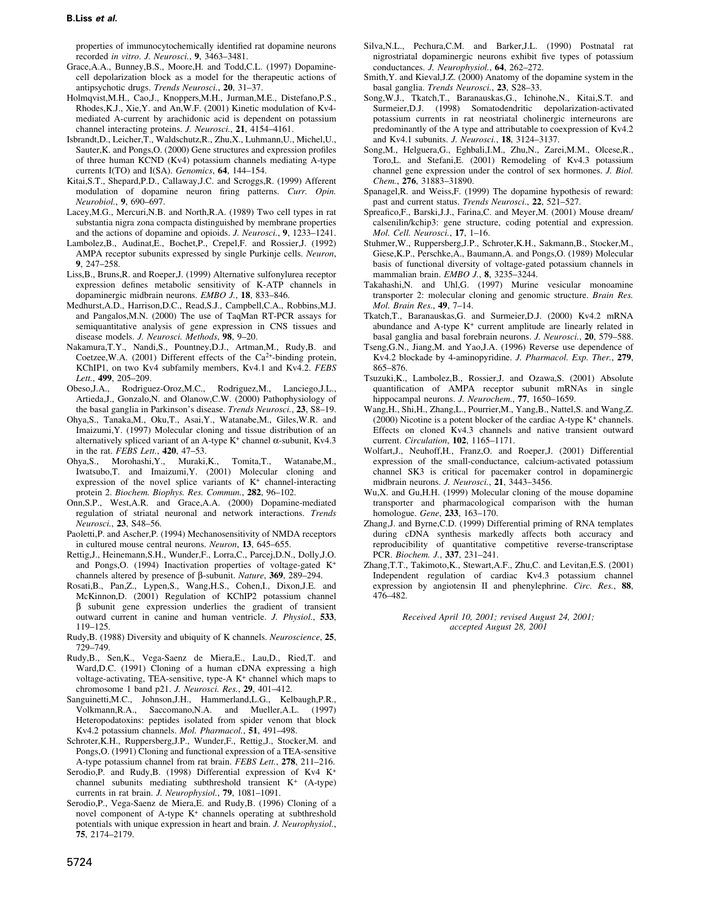properties of immunocytochemically identified rat dopamine neurons recorded *in vitro*. *J. Neurosci.*, **9**, 3463–3481.

Grace,A.A., Bunney,B.S., Moore,H. and Todd,C.L. (1997) Dopamine-cell depolarization block as a model for the therapeutic actions of antipsychotic drugs. *Trends Neurosci.*, **20**, 31–37.

Holmqvist,M.H., Cao,J., Knoppers,M.H., Jurman,M.E., Distefano,P.S., Rhodes,K.J., Xie,Y. and An,W.F. (2001) Kinetic modulation of Kv4-mediated A-current by arachidonic acid is dependent on potassium channel interacting proteins. *J. Neurosci.*, **21**, 4154–4161.

Isbrandt,D., Leicher,T., Waldschutz,R., Zhu,X., Luhmann,U., Michel,U., Sauter,K. and Pongs,O. (2000) Gene structures and expression profiles of three human KCND (Kv4) potassium channels mediating A-type currents I(TO) and I(SA). *Genomics*, **64**, 144–154.

Kitai,S.T., Shepard,P.D., Callaway,J.C. and Scroggs,R. (1999) Afferent modulation of dopamine neuron firing patterns. *Curr. Opin. Neurobiol.*, **9**, 690–697.

Lacey,M.G., Mercuri,N.B. and North,R.A. (1989) Two cell types in rat substantia nigra zona compacta distinguished by membrane properties and the actions of dopamine and opioids. *J. Neurosci.*, **9**, 1233–1241.

Lambolez,B., Audinat,E., Bochet,P., Crepel,F. and Rossier,J. (1992) AMPA receptor subunits expressed by single Purkinje cells. *Neuron*, **9**, 247–258.

Liss,B., Bruns,R. and Roeper,J. (1999) Alternative sulfonylurea receptor expression defines metabolic sensitivity of K-ATP channels in dopaminergic midbrain neurons. *EMBO J.*, **18**, 833–846.

Medhurst,A.D., Harrison,D.C., Read,S.J., Campbell,C.A., Robbins,M.J. and Pangalos,M.N. (2000) The use of TaqMan RT-PCR assays for semiquantitative analysis of gene expression in CNS tissues and disease models. *J. Neurosci. Methods*, **98**, 9–20.

Nakamura,T.Y., Nandi,S., Pountney,D.J., Artman,M., Rudy,B. and Coetzee,W.A. (2001) Different effects of the $Ca^{2+}$-binding protein, KChIP1, on two Kv4 subfamily members, Kv4.1 and Kv4.2. *FEBS Lett.*, **499**, 205–209.

Obeso,J.A., Rodriguez-Oroz,M.C., Rodriguez,M., Lanciego,J.L., Artieda,J., Gonzalo,N. and Olanow,C.W. (2000) Pathophysiology of the basal ganglia in Parkinson's disease. *Trends Neurosci.*, **23**, S8–19.

Ohya,S., Tanaka,M., Oku,T., Asai,Y., Watanabe,M., Giles,W.R. and Imaizumi,Y. (1997) Molecular cloning and tissue distribution of an alternatively spliced variant of an A-type $K^+$ channel α-subunit, Kv4.3 in the rat. *FEBS Lett.*, **420**, 47–53.

Ohya,S., Morohashi,Y., Muraki,K., Tomita,T., Watanabe,M., Iwatsubo,T. and Imaizumi,Y. (2001) Molecular cloning and expression of the novel splice variants of $K^+$ channel-interacting protein 2. *Biochem. Biophys. Res. Commun.*, **282**, 96–102.

Onn,S.P., West,A.R. and Grace,A.A. (2000) Dopamine-mediated regulation of striatal neuronal and network interactions. *Trends Neurosci.*, **23**, S48–56.

Paoletti,P. and Ascher,P. (1994) Mechanosensitivity of NMDA receptors in cultured mouse central neurons. *Neuron*, **13**, 645–655.

Rettig,J., Heinemann,S.H., Wunder,F., Lorra,C., Parcej,D.N., Dolly,J.O. and Pongs,O. (1994) Inactivation properties of voltage-gated $K^+$ channels altered by presence of β-subunit. *Nature*, **369**, 289–294.

Rosati,B., Pan,Z., Lypen,S., Wang,H.S., Cohen,I., Dixon,J.E. and McKinnon,D. (2001) Regulation of KChIP2 potassium channel β subunit gene expression underlies the gradient of transient outward current in canine and human ventricle. *J. Physiol.*, **533**, 119–125.

Rudy,B. (1988) Diversity and ubiquity of K channels. *Neuroscience*, **25**, 729–749.

Rudy,B., Sen,K., Vega-Saenz de Miera,E., Lau,D., Ried,T. and Ward,D.C. (1991) Cloning of a human cDNA expressing a high voltage-activating, TEA-sensitive, type-A $K^+$ channel which maps to chromosome 1 band p21. *J. Neurosci. Res.*, **29**, 401–412.

Sanguinetti,M.C., Johnson,J.H., Hammerland,L.G., Kelbaugh,P.R., Volkmann,R.A., Saccomano,N.A. and Mueller,A.L. (1997) Heteropodatoxins: peptides isolated from spider venom that block Kv4.2 potassium channels. *Mol. Pharmacol.*, **51**, 491–498.

Schroter,K.H., Ruppersberg,J.P., Wunder,F., Rettig,J., Stocker,M. and Pongs,O. (1991) Cloning and functional expression of a TEA-sensitive A-type potassium channel from rat brain. *FEBS Lett.*, **278**, 211–216.

Serodio,P. and Rudy,B. (1998) Differential expression of Kv4 $K^+$ channel subunits mediating subthreshold transient $K^+$ (A-type) currents in rat brain. *J. Neurophysiol.*, **79**, 1081–1091.

Serodio,P., Vega-Saenz de Miera,E. and Rudy,B. (1996) Cloning of a novel component of A-type $K^+$ channels operating at subthreshold potentials with unique expression in heart and brain. *J. Neurophysiol.*, **75**, 2174–2179.

Silva,N.L., Pechura,C.M. and Barker,J.L. (1990) Postnatal rat nigrostriatal dopaminergic neurons exhibit five types of potassium conductances. *J. Neurophysiol.*, **64**, 262–272.

Smith,Y. and Kieval,J.Z. (2000) Anatomy of the dopamine system in the basal ganglia. *Trends Neurosci.*, **23**, S28–33.

Song,W.J., Tkatch,T., Baranauskas,G., Ichinohe,N., Kitai,S.T. and Surmeier,D.J. (1998) Somatodendritic depolarization-activated potassium currents in rat neostriatal cholinergic interneurons are predominantly of the A type and attributable to coexpression of Kv4.2 and Kv4.1 subunits. *J. Neurosci.*, **18**, 3124–3137.

Song,M., Helguera,G., Eghbali,I.M., Zhu,N., Zarei,M.M., Olcese,R., Toro,L. and Stefani,E. (2001) Remodeling of Kv4.3 potassium channel gene expression under the control of sex hormones. *J. Biol. Chem.*, **276**, 31883–31890.

Spanagel,R. and Weiss,F. (1999) The dopamine hypothesis of reward: past and current status. *Trends Neurosci.*, **22**, 521–527.

Spreafico,F., Barski,J.J., Farina,C. and Meyer,M. (2001) Mouse dream/calsenilin/kchip3: gene structure, coding potential and expression. *Mol. Cell. Neurosci.*, **17**, 1–16.

Stuhmer,W., Ruppersberg,J.P., Schroter,K.H., Sakmann,B., Stocker,M., Giese,K.P., Perschke,A., Baumann,A. and Pongs,O. (1989) Molecular basis of functional diversity of voltage-gated potassium channels in mammalian brain. *EMBO J.*, **8**, 3235–3244.

Takahashi,N. and Uhl,G. (1997) Murine vesicular monoamine transporter 2: molecular cloning and genomic structure. *Brain Res. Mol. Brain Res.*, **49**, 7–14.

Tkatch,T., Baranauskas,G. and Surmeier,D.J. (2000) Kv4.2 mRNA abundance and A-type $K^+$ current amplitude are linearly related in basal ganglia and basal forebrain neurons. *J. Neurosci.*, **20**, 579–588.

Tseng,G.N., Jiang,M. and Yao,J.A. (1996) Reverse use dependence of Kv4.2 blockade by 4-aminopyridine. *J. Pharmacol. Exp. Ther.*, **279**, 865–876.

Tsuzuki,K., Lambolez,B., Rossier,J. and Ozawa,S. (2001) Absolute quantification of AMPA receptor subunit mRNAs in single hippocampal neurons. *J. Neurochem.*, **77**, 1650–1659.

Wang,H., Shi,H., Zhang,L., Pourrier,M., Yang,B., Nattel,S. and Wang,Z. (2000) Nicotine is a potent blocker of the cardiac A-type $K^+$ channels. Effects on cloned Kv4.3 channels and native transient outward current. *Circulation*, **102**, 1165–1171.

Wolfart,J., Neuhoff,H., Franz,O. and Roeper,J. (2001) Differential expression of the small-conductance, calcium-activated potassium channel SK3 is critical for pacemaker control in dopaminergic midbrain neurons. *J. Neurosci.*, **21**, 3443–3456.

Wu,X. and Gu,H.H. (1999) Molecular cloning of the mouse dopamine transporter and pharmacological comparison with the human homologue. *Gene*, **233**, 163–170.

Zhang,J. and Byrne,C.D. (1999) Differential priming of RNA templates during cDNA synthesis markedly affects both accuracy and reproducibility of quantitative competitive reverse-transcriptase PCR. *Biochem. J.*, **337**, 231–241.

Zhang,T.T., Takimoto,K., Stewart,A.F., Zhu,C. and Levitan,E.S. (2001) Independent regulation of cardiac Kv4.3 potassium channel expression by angiotensin II and phenylephrine. *Circ. Res.*, **88**, 476–482.

*Received April 10, 2001; revised August 24, 2001; accepted August 28, 2001*